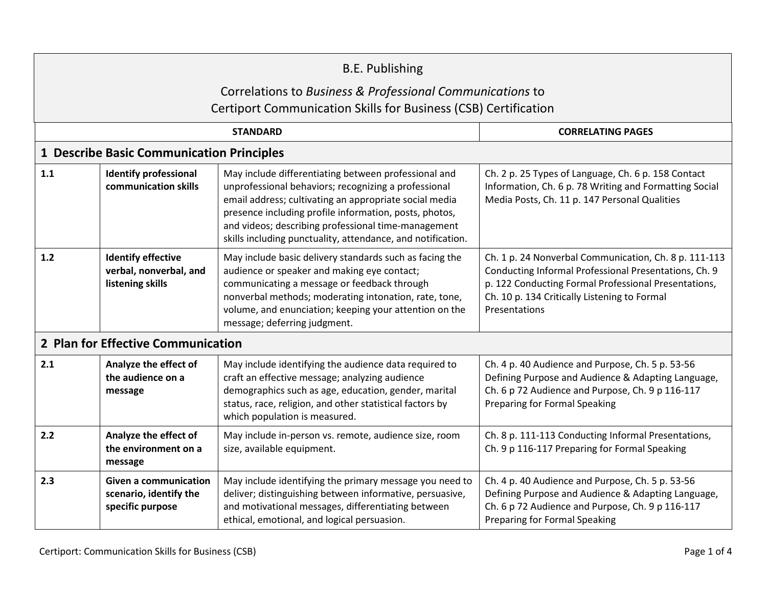B.E. Publishing

Correlations to *Business & Professional Communications* to Certiport Communication Skills for Business (CSB) Certification

| STANDARD | | | CORRELATING PAGES |
|---|---|---|---|
| **1 Describe Basic Communication Principles** | | | |
| 1.1 | **Identify professional communication skills** | May include differentiating between professional and unprofessional behaviors; recognizing a professional email address; cultivating an appropriate social media presence including profile information, posts, photos, and videos; describing professional time-management skills including punctuality, attendance, and notification. | Ch. 2 p. 25 Types of Language, Ch. 6 p. 158 Contact Information, Ch. 6 p. 78 Writing and Formatting Social Media Posts, Ch. 11 p. 147 Personal Qualities |
| 1.2 | **Identify effective verbal, nonverbal, and listening skills** | May include basic delivery standards such as facing the audience or speaker and making eye contact; communicating a message or feedback through nonverbal methods; moderating intonation, rate, tone, volume, and enunciation; keeping your attention on the message; deferring judgment. | Ch. 1 p. 24 Nonverbal Communication, Ch. 8 p. 111-113 Conducting Informal Professional Presentations, Ch. 9 p. 122 Conducting Formal Professional Presentations, Ch. 10 p. 134 Critically Listening to Formal Presentations |
| **2 Plan for Effective Communication** | | | |
| 2.1 | **Analyze the effect of the audience on a message** | May include identifying the audience data required to craft an effective message; analyzing audience demographics such as age, education, gender, marital status, race, religion, and other statistical factors by which population is measured. | Ch. 4 p. 40 Audience and Purpose, Ch. 5 p. 53-56 Defining Purpose and Audience & Adapting Language, Ch. 6 p 72 Audience and Purpose, Ch. 9 p 116-117 Preparing for Formal Speaking |
| 2.2 | **Analyze the effect of the environment on a message** | May include in-person vs. remote, audience size, room size, available equipment. | Ch. 8 p. 111-113 Conducting Informal Presentations, Ch. 9 p 116-117 Preparing for Formal Speaking |
| 2.3 | **Given a communication scenario, identify the specific purpose** | May include identifying the primary message you need to deliver; distinguishing between informative, persuasive, and motivational messages, differentiating between ethical, emotional, and logical persuasion. | Ch. 4 p. 40 Audience and Purpose, Ch. 5 p. 53-56 Defining Purpose and Audience & Adapting Language, Ch. 6 p 72 Audience and Purpose, Ch. 9 p 116-117 Preparing for Formal Speaking |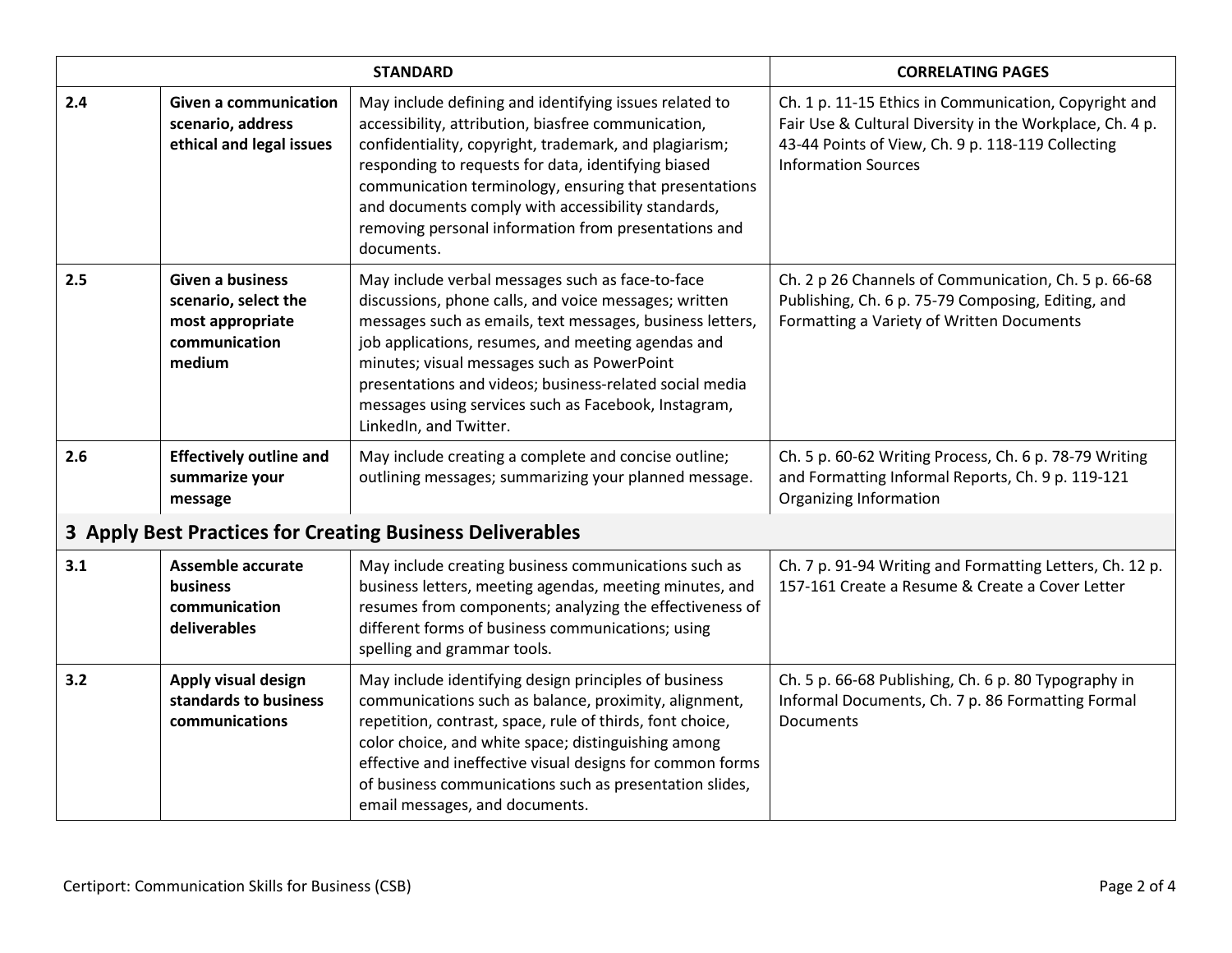| STANDARD | | | CORRELATING PAGES |
|---|---|---|---|
| 2.4 | **Given a communication scenario, address ethical and legal issues** | May include defining and identifying issues related to accessibility, attribution, biasfree communication, confidentiality, copyright, trademark, and plagiarism; responding to requests for data, identifying biased communication terminology, ensuring that presentations and documents comply with accessibility standards, removing personal information from presentations and documents. | Ch. 1 p. 11-15 Ethics in Communication, Copyright and Fair Use & Cultural Diversity in the Workplace, Ch. 4 p. 43-44 Points of View, Ch. 9 p. 118-119 Collecting Information Sources |
| 2.5 | **Given a business scenario, select the most appropriate communication medium** | May include verbal messages such as face-to-face discussions, phone calls, and voice messages; written messages such as emails, text messages, business letters, job applications, resumes, and meeting agendas and minutes; visual messages such as PowerPoint presentations and videos; business-related social media messages using services such as Facebook, Instagram, LinkedIn, and Twitter. | Ch. 2 p 26 Channels of Communication, Ch. 5 p. 66-68 Publishing, Ch. 6 p. 75-79 Composing, Editing, and Formatting a Variety of Written Documents |
| 2.6 | **Effectively outline and summarize your message** | May include creating a complete and concise outline; outlining messages; summarizing your planned message. | Ch. 5 p. 60-62 Writing Process, Ch. 6 p. 78-79 Writing and Formatting Informal Reports, Ch. 9 p. 119-121 Organizing Information |
| **3 Apply Best Practices for Creating Business Deliverables** | | | |
| 3.1 | **Assemble accurate business communication deliverables** | May include creating business communications such as business letters, meeting agendas, meeting minutes, and resumes from components; analyzing the effectiveness of different forms of business communications; using spelling and grammar tools. | Ch. 7 p. 91-94 Writing and Formatting Letters, Ch. 12 p. 157-161 Create a Resume & Create a Cover Letter |
| 3.2 | **Apply visual design standards to business communications** | May include identifying design principles of business communications such as balance, proximity, alignment, repetition, contrast, space, rule of thirds, font choice, color choice, and white space; distinguishing among effective and ineffective visual designs for common forms of business communications such as presentation slides, email messages, and documents. | Ch. 5 p. 66-68 Publishing, Ch. 6 p. 80 Typography in Informal Documents, Ch. 7 p. 86 Formatting Formal Documents |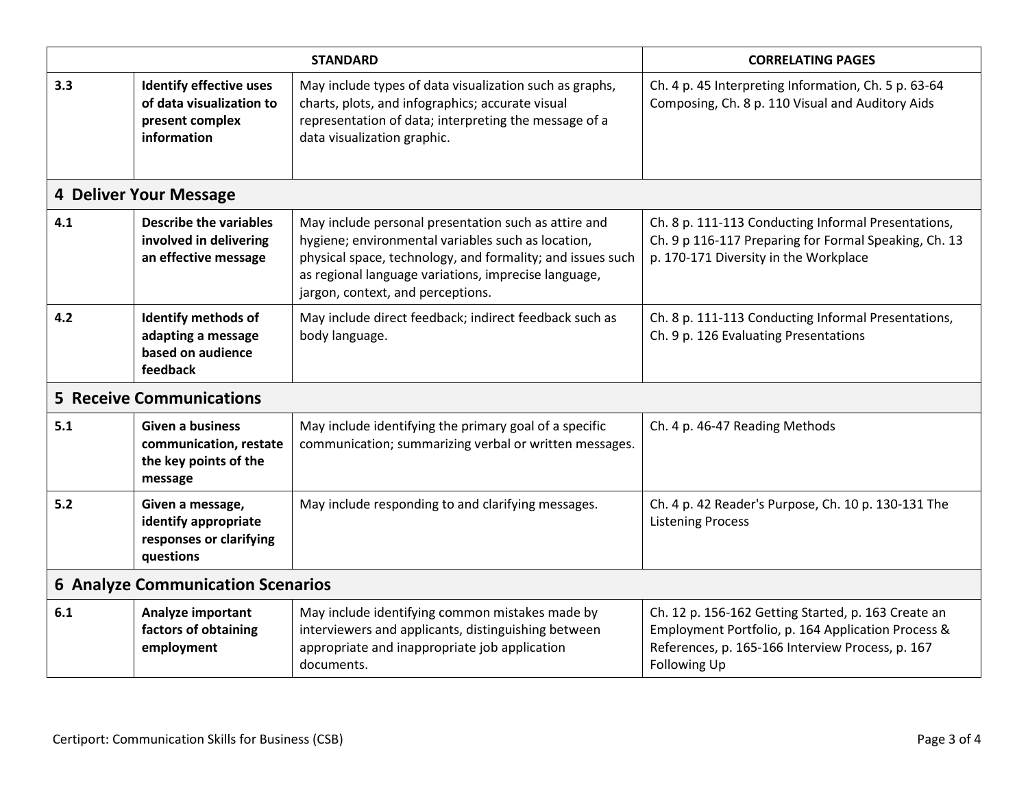| STANDARD | | | CORRELATING PAGES |
|---|---|---|---|
| 3.3 | **Identify effective uses of data visualization to present complex information** | May include types of data visualization such as graphs, charts, plots, and infographics; accurate visual representation of data; interpreting the message of a data visualization graphic. | Ch. 4 p. 45 Interpreting Information, Ch. 5 p. 63-64 Composing, Ch. 8 p. 110 Visual and Auditory Aids |
| **4 Deliver Your Message** | | | |
| 4.1 | **Describe the variables involved in delivering an effective message** | May include personal presentation such as attire and hygiene; environmental variables such as location, physical space, technology, and formality; and issues such as regional language variations, imprecise language, jargon, context, and perceptions. | Ch. 8 p. 111-113 Conducting Informal Presentations, Ch. 9 p 116-117 Preparing for Formal Speaking, Ch. 13 p. 170-171 Diversity in the Workplace |
| 4.2 | **Identify methods of adapting a message based on audience feedback** | May include direct feedback; indirect feedback such as body language. | Ch. 8 p. 111-113 Conducting Informal Presentations, Ch. 9 p. 126 Evaluating Presentations |
| **5 Receive Communications** | | | |
| 5.1 | **Given a business communication, restate the key points of the message** | May include identifying the primary goal of a specific communication; summarizing verbal or written messages. | Ch. 4 p. 46-47 Reading Methods |
| 5.2 | **Given a message, identify appropriate responses or clarifying questions** | May include responding to and clarifying messages. | Ch. 4 p. 42 Reader's Purpose, Ch. 10 p. 130-131 The Listening Process |
| **6 Analyze Communication Scenarios** | | | |
| 6.1 | **Analyze important factors of obtaining employment** | May include identifying common mistakes made by interviewers and applicants, distinguishing between appropriate and inappropriate job application documents. | Ch. 12 p. 156-162 Getting Started, p. 163 Create an Employment Portfolio, p. 164 Application Process & References, p. 165-166 Interview Process, p. 167 Following Up |

Certiport: Communication Skills for Business (CSB)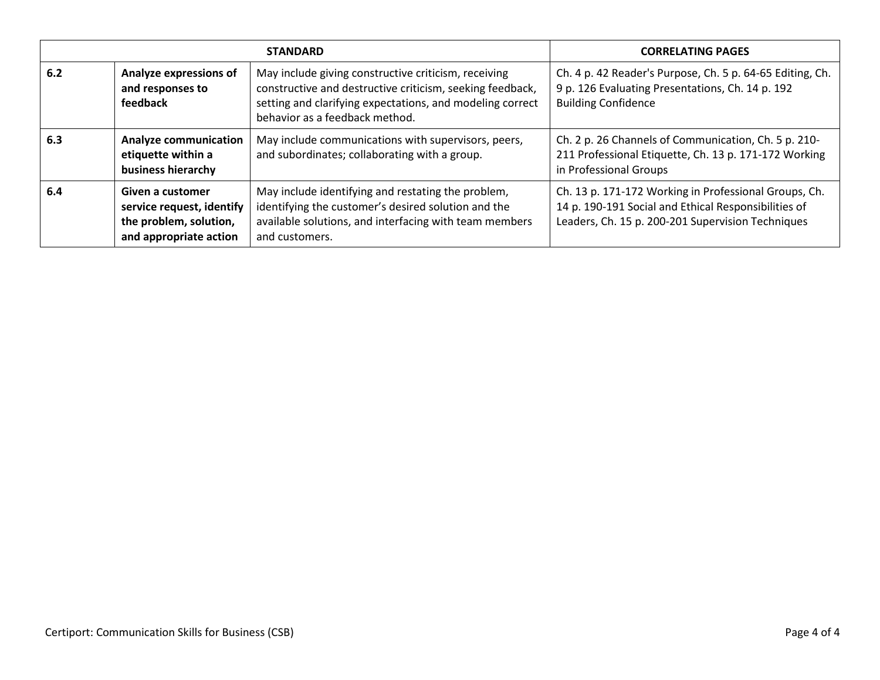| STANDARD | | | CORRELATING PAGES |
|---|---|---|---|
| **6.2** | **Analyze expressions of and responses to feedback** | May include giving constructive criticism, receiving constructive and destructive criticism, seeking feedback, setting and clarifying expectations, and modeling correct behavior as a feedback method. | Ch. 4 p. 42 Reader's Purpose, Ch. 5 p. 64-65 Editing, Ch. 9 p. 126 Evaluating Presentations, Ch. 14 p. 192 Building Confidence |
| **6.3** | **Analyze communication etiquette within a business hierarchy** | May include communications with supervisors, peers, and subordinates; collaborating with a group. | Ch. 2 p. 26 Channels of Communication, Ch. 5 p. 210-211 Professional Etiquette, Ch. 13 p. 171-172 Working in Professional Groups |
| **6.4** | **Given a customer service request, identify the problem, solution, and appropriate action** | May include identifying and restating the problem, identifying the customer's desired solution and the available solutions, and interfacing with team members and customers. | Ch. 13 p. 171-172 Working in Professional Groups, Ch. 14 p. 190-191 Social and Ethical Responsibilities of Leaders, Ch. 15 p. 200-201 Supervision Techniques |